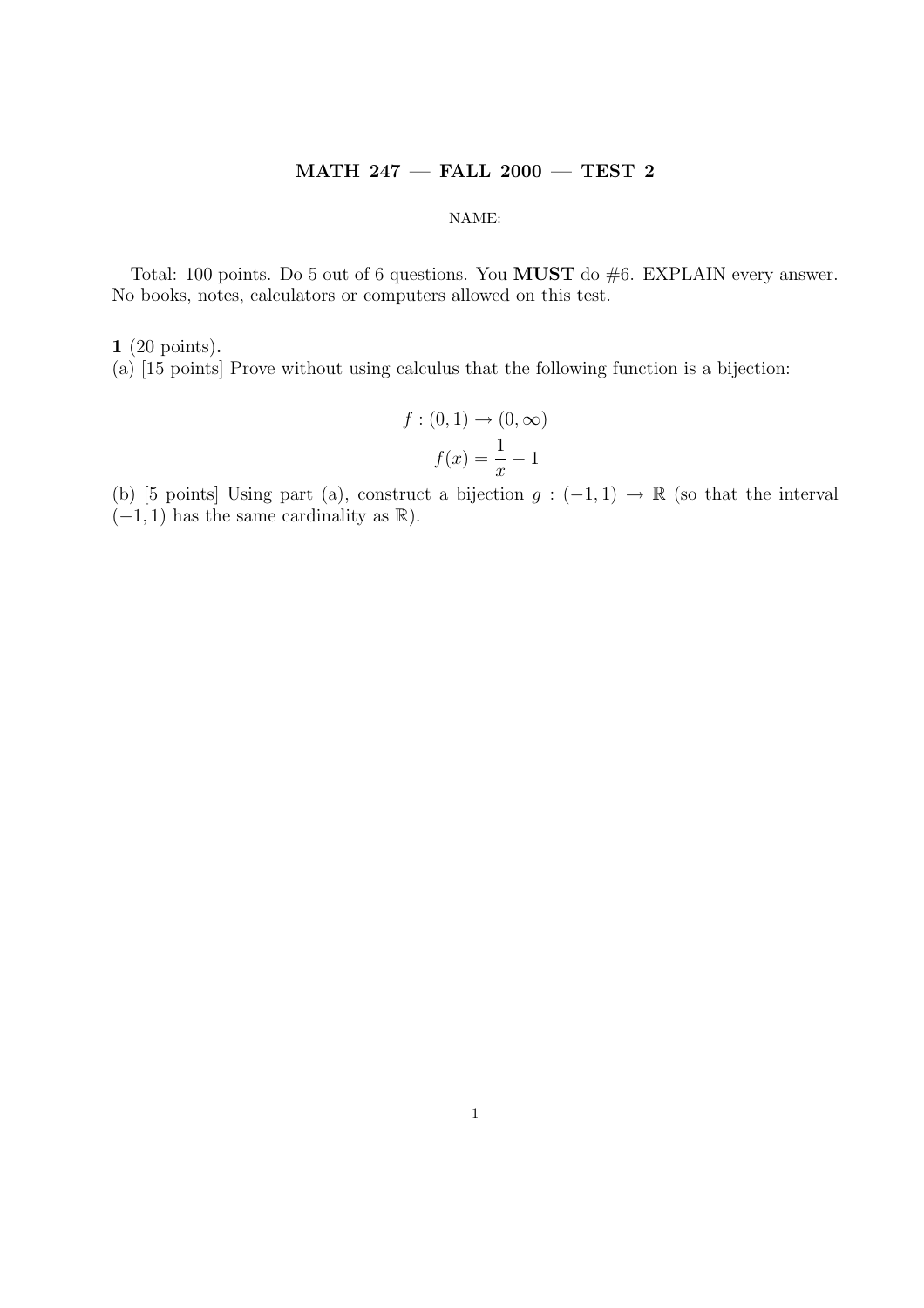# MATH 247 — FALL 2000 — TEST 2

NAME:

Total: 100 points. Do 5 out of 6 questions. You **MUST** do #6. EXPLAIN every answer. No books, notes, calculators or computers allowed on this test.

**1** (20 points)**.**

(a) [15 points] Prove without using calculus that the following function is a bijection:

$$f : (0, 1) \to (0, \infty)$$
$$f(x) = \frac{1}{x} - 1$$

(b) [5 points] Using part (a), construct a bijection $g : (-1, 1) \to \mathbb{R}$ (so that the interval $(-1, 1)$ has the same cardinality as $\mathbb{R}$).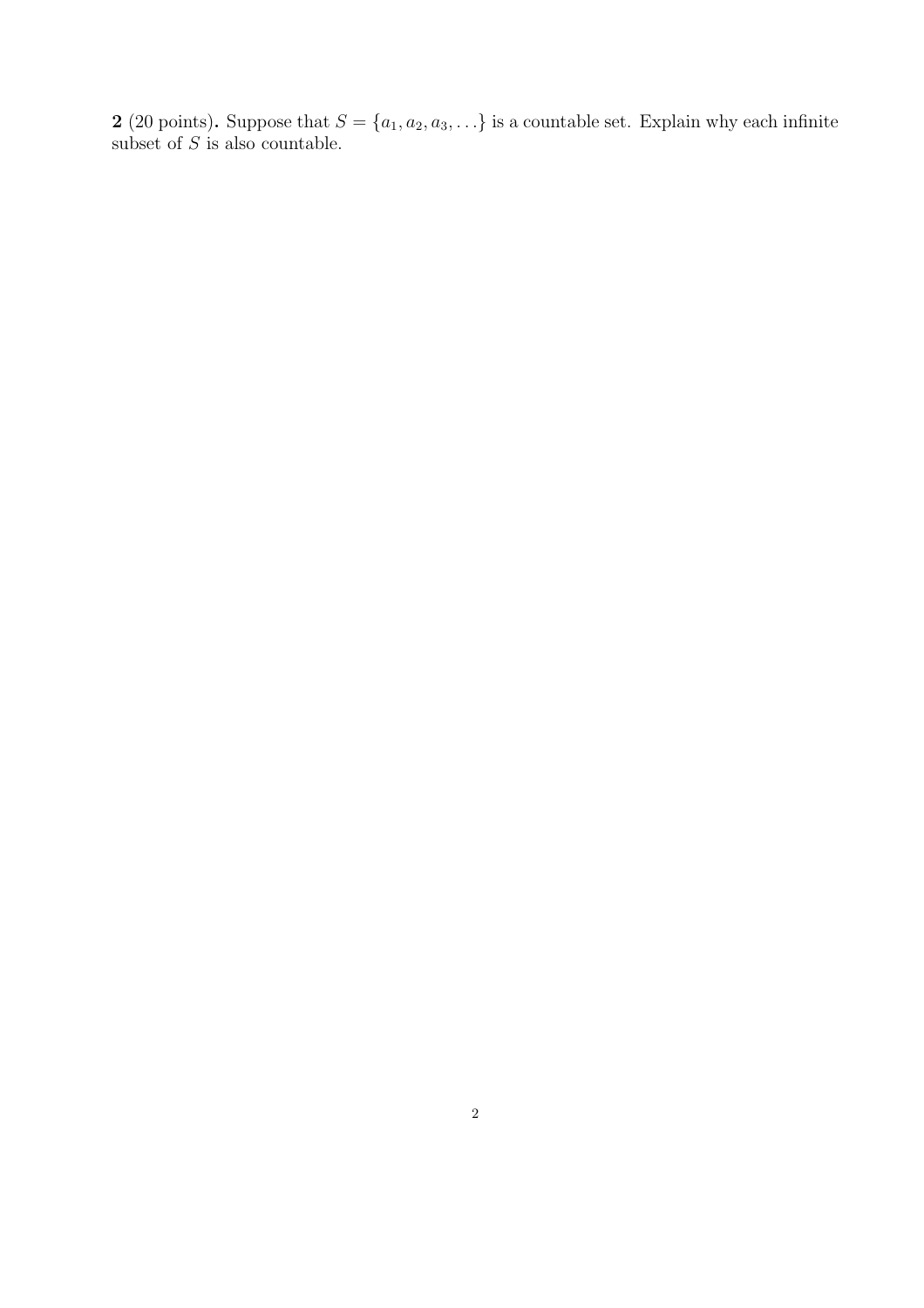**2** (20 points)**.** Suppose that $S = \{a_1, a_2, a_3, \ldots\}$ is a countable set. Explain why each infinite subset of $S$ is also countable.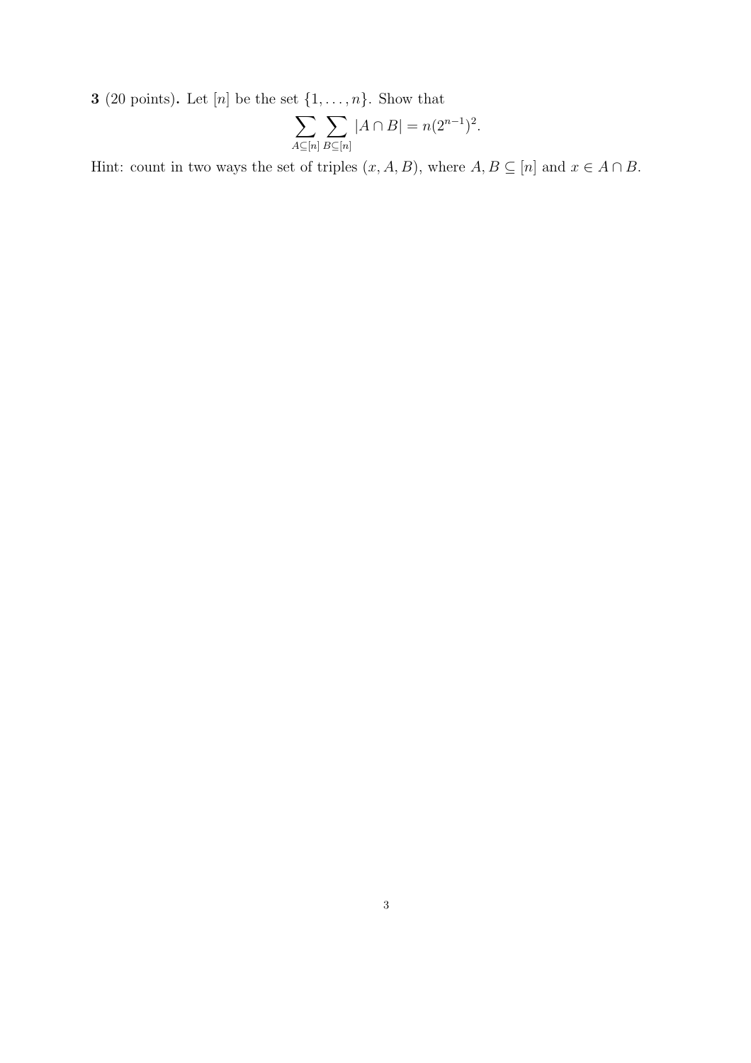**3** (20 points)**.** Let $[n]$ be the set $\{1, \ldots, n\}$. Show that

$$\sum_{A \subseteq [n]} \sum_{B \subseteq [n]} |A \cap B| = n(2^{n-1})^2.$$

Hint: count in two ways the set of triples $(x, A, B)$, where $A, B \subseteq [n]$ and $x \in A \cap B$.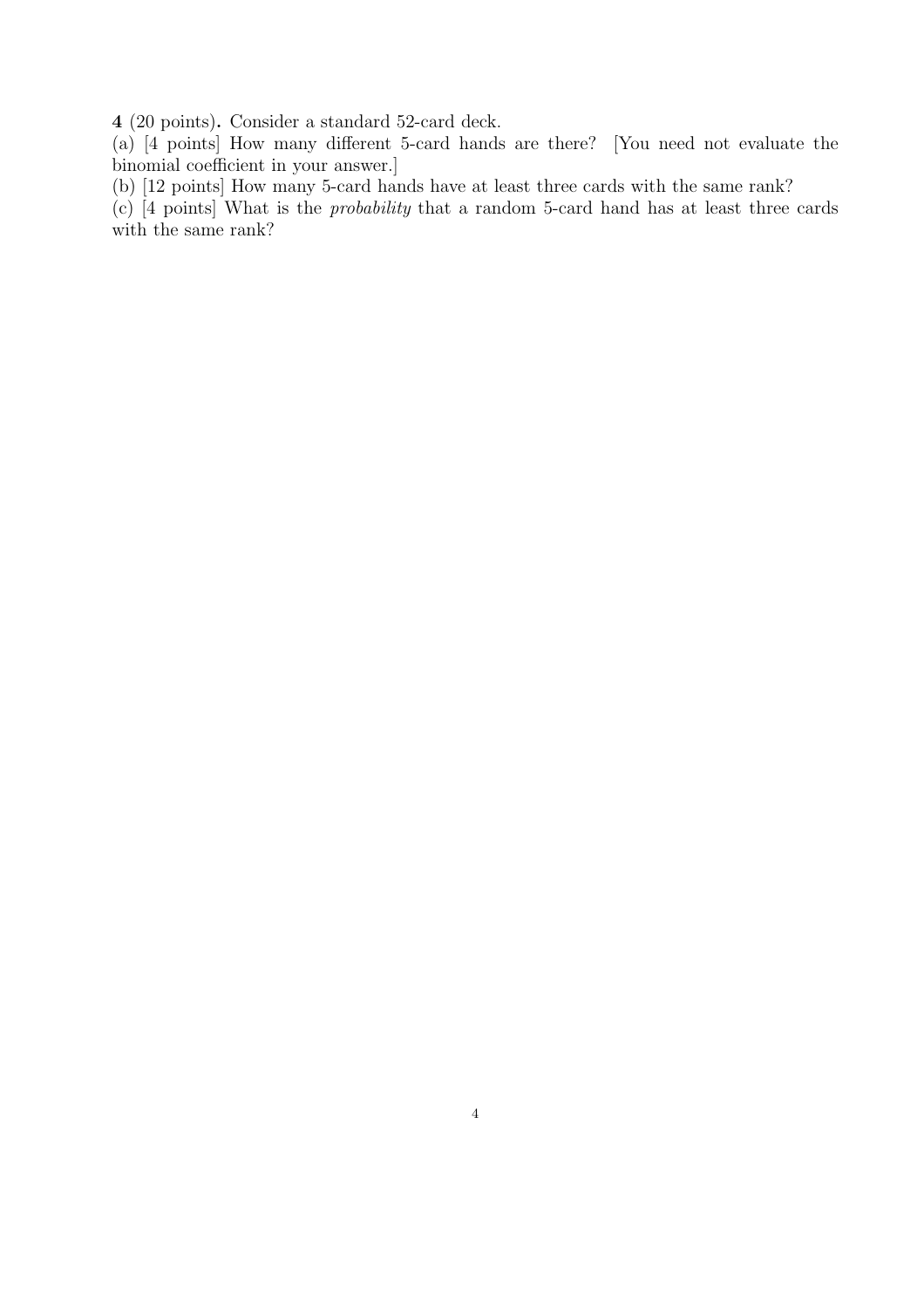**4** (20 points)**.** Consider a standard 52-card deck.

(a) [4 points] How many different 5-card hands are there? [You need not evaluate the binomial coefficient in your answer.]

(b) [12 points] How many 5-card hands have at least three cards with the same rank?

(c) [4 points] What is the *probability* that a random 5-card hand has at least three cards with the same rank?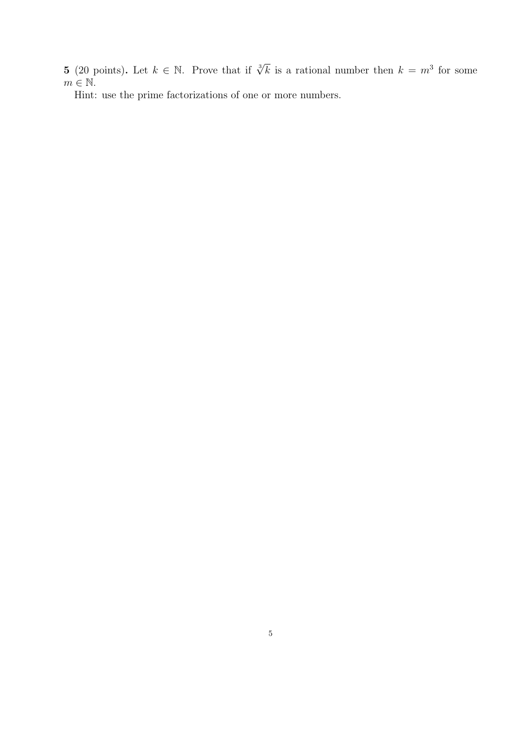**5** (20 points)**.** Let $k \in \mathbb{N}$. Prove that if $\sqrt[3]{k}$ is a rational number then $k = m^3$ for some $m \in \mathbb{N}$.

Hint: use the prime factorizations of one or more numbers.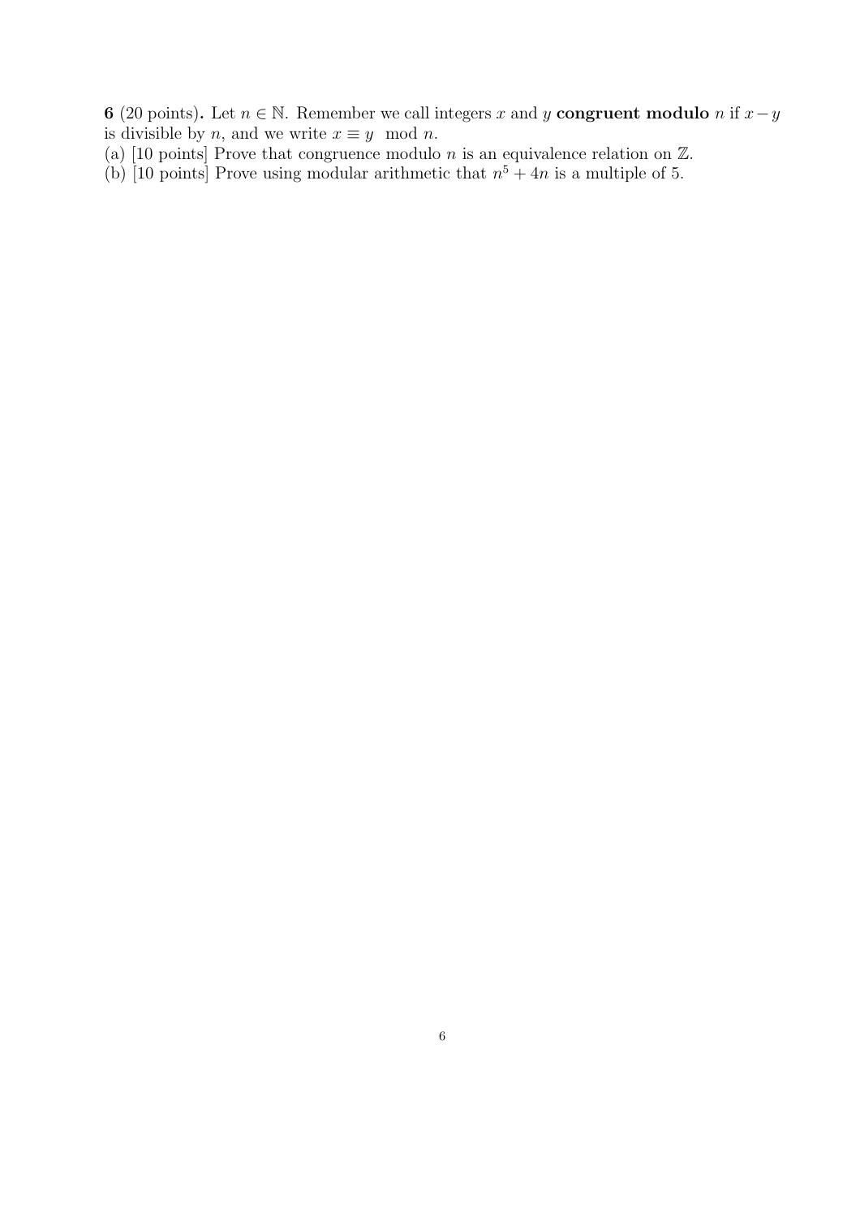**6** (20 points)**.** Let $n \in \mathbb{N}$. Remember we call integers $x$ and $y$ **congruent modulo** $n$ if $x - y$ is divisible by $n$, and we write $x \equiv y \mod n$.

(a) [10 points] Prove that congruence modulo $n$ is an equivalence relation on $\mathbb{Z}$.

(b) [10 points] Prove using modular arithmetic that $n^5 + 4n$ is a multiple of 5.